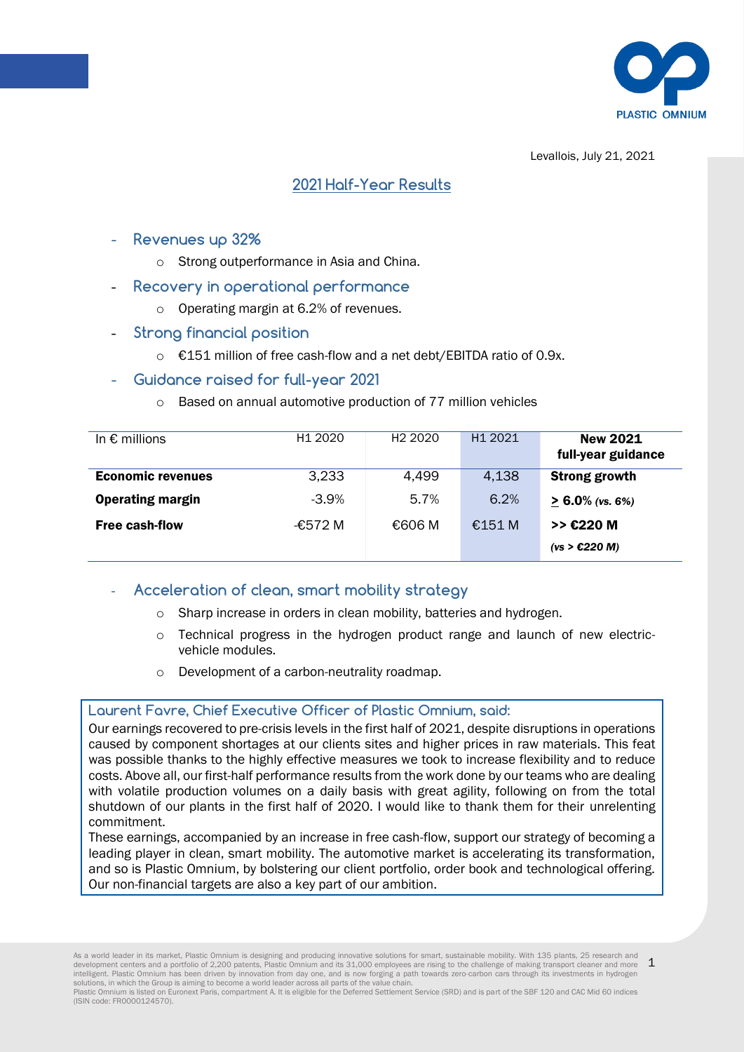Levallois, July 21, 2021

# 2021 Half-Year Results

- **Revenues up 32%**
  - Strong outperformance in Asia and China.
- **Recovery in operational performance**
  - Operating margin at 6.2% of revenues.
- **Strong financial position**
  - €151 million of free cash-flow and a net debt/EBITDA ratio of 0.9x.
- **Guidance raised for full-year 2021**
  - Based on annual automotive production of 77 million vehicles

| In € millions | H1 2020 | H2 2020 | H1 2021 | **New 2021 full-year guidance** |
|---|---|---|---|---|
| **Economic revenues** | 3,233 | 4,499 | 4,138 | **Strong growth** |
| **Operating margin** | -3.9% | 5.7% | 6.2% | **≥ 6.0%** *(vs. 6%)* |
| **Free cash-flow** | -€572 M | €606 M | €151 M | **>> €220 M** *(vs > €220 M)* |

- **Acceleration of clean, smart mobility strategy**
  - Sharp increase in orders in clean mobility, batteries and hydrogen.
  - Technical progress in the hydrogen product range and launch of new electric-vehicle modules.
  - Development of a carbon-neutrality roadmap.

**Laurent Favre, Chief Executive Officer of Plastic Omnium, said:**

Our earnings recovered to pre-crisis levels in the first half of 2021, despite disruptions in operations caused by component shortages at our clients sites and higher prices in raw materials. This feat was possible thanks to the highly effective measures we took to increase flexibility and to reduce costs. Above all, our first-half performance results from the work done by our teams who are dealing with volatile production volumes on a daily basis with great agility, following on from the total shutdown of our plants in the first half of 2020. I would like to thank them for their unrelenting commitment.

These earnings, accompanied by an increase in free cash-flow, support our strategy of becoming a leading player in clean, smart mobility. The automotive market is accelerating its transformation, and so is Plastic Omnium, by bolstering our client portfolio, order book and technological offering. Our non-financial targets are also a key part of our ambition.

As a world leader in its market, Plastic Omnium is designing and producing innovative solutions for smart, sustainable mobility. With 135 plants, 25 research and development centers and a portfolio of 2,200 patents, Plastic Omnium and its 31,000 employees are rising to the challenge of making transport cleaner and more intelligent. Plastic Omnium has been driven by innovation from day one, and is now forging a path towards zero-carbon cars through its investments in hydrogen solutions, in which the Group is aiming to become a world leader across all parts of the value chain.
Plastic Omnium is listed on Euronext Paris, compartment A. It is eligible for the Deferred Settlement Service (SRD) and is part of the SBF 120 and CAC Mid 60 indices (ISIN code: FR0000124570).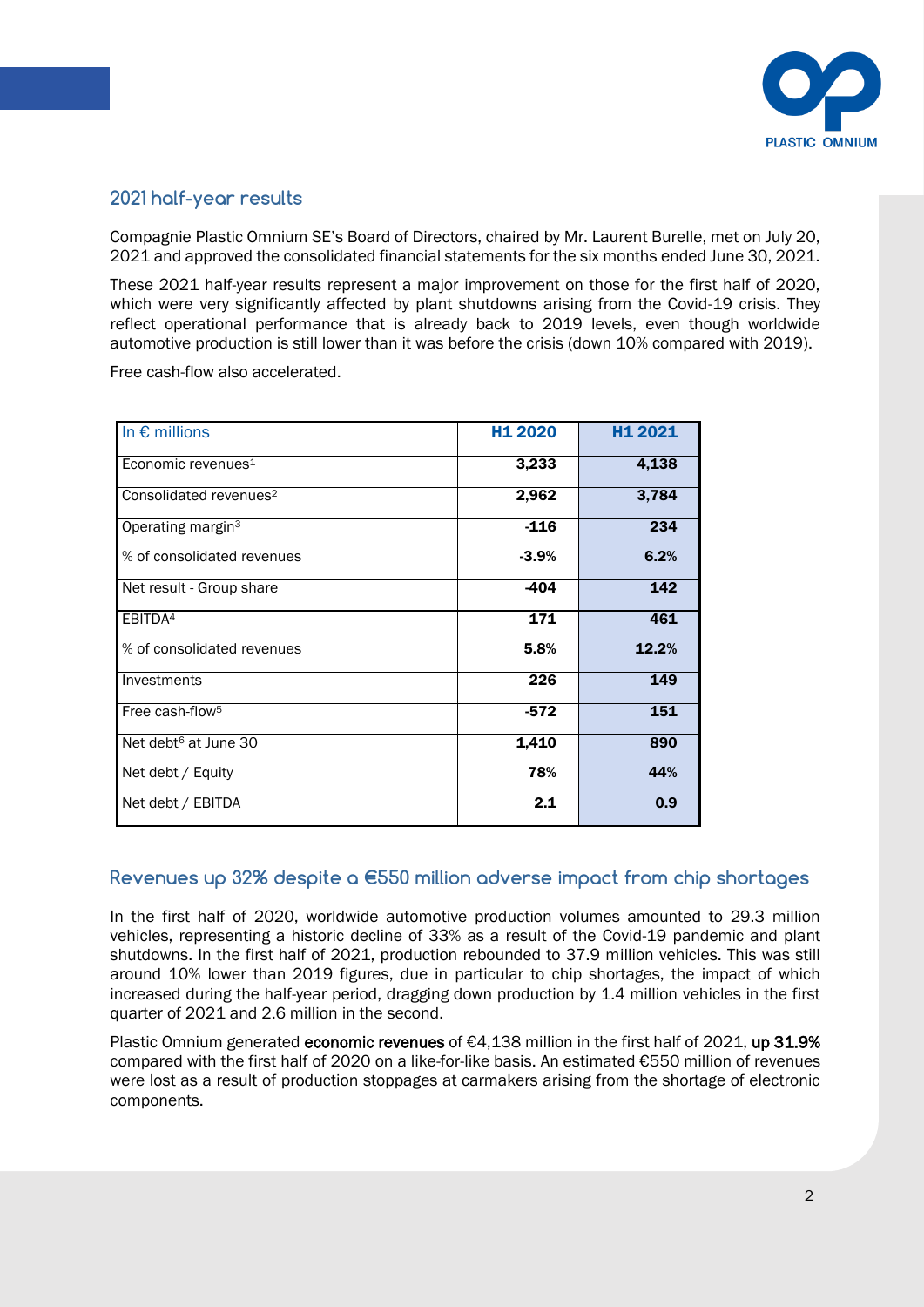## 2021 half-year results

Compagnie Plastic Omnium SE's Board of Directors, chaired by Mr. Laurent Burelle, met on July 20, 2021 and approved the consolidated financial statements for the six months ended June 30, 2021.

These 2021 half-year results represent a major improvement on those for the first half of 2020, which were very significantly affected by plant shutdowns arising from the Covid-19 crisis. They reflect operational performance that is already back to 2019 levels, even though worldwide automotive production is still lower than it was before the crisis (down 10% compared with 2019).

Free cash-flow also accelerated.

| In € millions | H1 2020 | H1 2021 |
|---|---|---|
| Economic revenues[1] | **3,233** | **4,138** |
| Consolidated revenues[2] | **2,962** | **3,784** |
| Operating margin[3] | **-116** | **234** |
| % of consolidated revenues | **-3.9%** | **6.2%** |
| Net result - Group share | **-404** | **142** |
| EBITDA[4] | **171** | **461** |
| % of consolidated revenues | **5.8%** | **12.2%** |
| Investments | **226** | **149** |
| Free cash-flow[5] | **-572** | **151** |
| Net debt[6] at June 30 | **1,410** | **890** |
| Net debt / Equity | **78%** | **44%** |
| Net debt / EBITDA | **2.1** | **0.9** |

## Revenues up 32% despite a €550 million adverse impact from chip shortages

In the first half of 2020, worldwide automotive production volumes amounted to 29.3 million vehicles, representing a historic decline of 33% as a result of the Covid-19 pandemic and plant shutdowns. In the first half of 2021, production rebounded to 37.9 million vehicles. This was still around 10% lower than 2019 figures, due in particular to chip shortages, the impact of which increased during the half-year period, dragging down production by 1.4 million vehicles in the first quarter of 2021 and 2.6 million in the second.

Plastic Omnium generated **economic revenues** of €4,138 million in the first half of 2021, **up 31.9%** compared with the first half of 2020 on a like-for-like basis. An estimated €550 million of revenues were lost as a result of production stoppages at carmakers arising from the shortage of electronic components.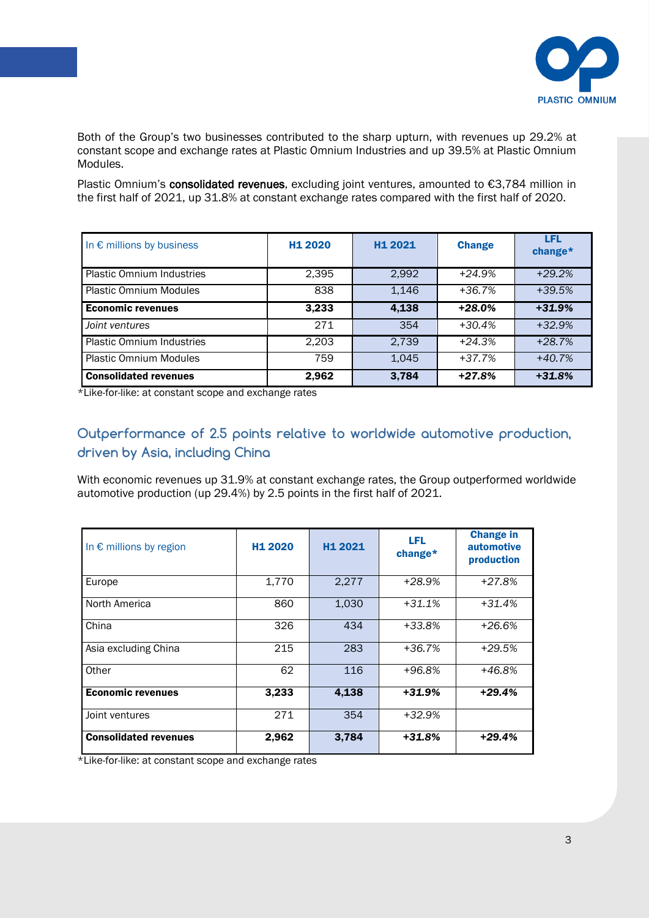Both of the Group's two businesses contributed to the sharp upturn, with revenues up 29.2% at constant scope and exchange rates at Plastic Omnium Industries and up 39.5% at Plastic Omnium Modules.

Plastic Omnium's **consolidated revenues**, excluding joint ventures, amounted to €3,784 million in the first half of 2021, up 31.8% at constant exchange rates compared with the first half of 2020.

| In € millions by business | H1 2020 | H1 2021 | Change | LFL change* |
|---|---|---|---|---|
| Plastic Omnium Industries | 2,395 | 2,992 | *+24.9%* | *+29.2%* |
| Plastic Omnium Modules | 838 | 1,146 | *+36.7%* | *+39.5%* |
| **Economic revenues** | **3,233** | **4,138** | ***+28.0%*** | ***+31.9%*** |
| *Joint ventures* | 271 | 354 | *+30.4%* | *+32.9%* |
| Plastic Omnium Industries | 2,203 | 2,739 | *+24.3%* | *+28.7%* |
| Plastic Omnium Modules | 759 | 1,045 | *+37.7%* | *+40.7%* |
| **Consolidated revenues** | **2,962** | **3,784** | ***+27.8%*** | ***+31.8%*** |

*Like-for-like: at constant scope and exchange rates

## Outperformance of 2.5 points relative to worldwide automotive production, driven by Asia, including China

With economic revenues up 31.9% at constant exchange rates, the Group outperformed worldwide automotive production (up 29.4%) by 2.5 points in the first half of 2021.

| In € millions by region | H1 2020 | H1 2021 | LFL change* | Change in automotive production |
|---|---|---|---|---|
| Europe | 1,770 | 2,277 | *+28.9%* | *+27.8%* |
| North America | 860 | 1,030 | *+31.1%* | *+31.4%* |
| China | 326 | 434 | *+33.8%* | *+26.6%* |
| Asia excluding China | 215 | 283 | *+36.7%* | *+29.5%* |
| Other | 62 | 116 | *+96.8%* | *+46.8%* |
| **Economic revenues** | **3,233** | **4,138** | ***+31.9%*** | ***+29.4%*** |
| Joint ventures | 271 | 354 | *+32.9%* | |
| **Consolidated revenues** | **2,962** | **3,784** | ***+31.8%*** | ***+29.4%*** |

*Like-for-like: at constant scope and exchange rates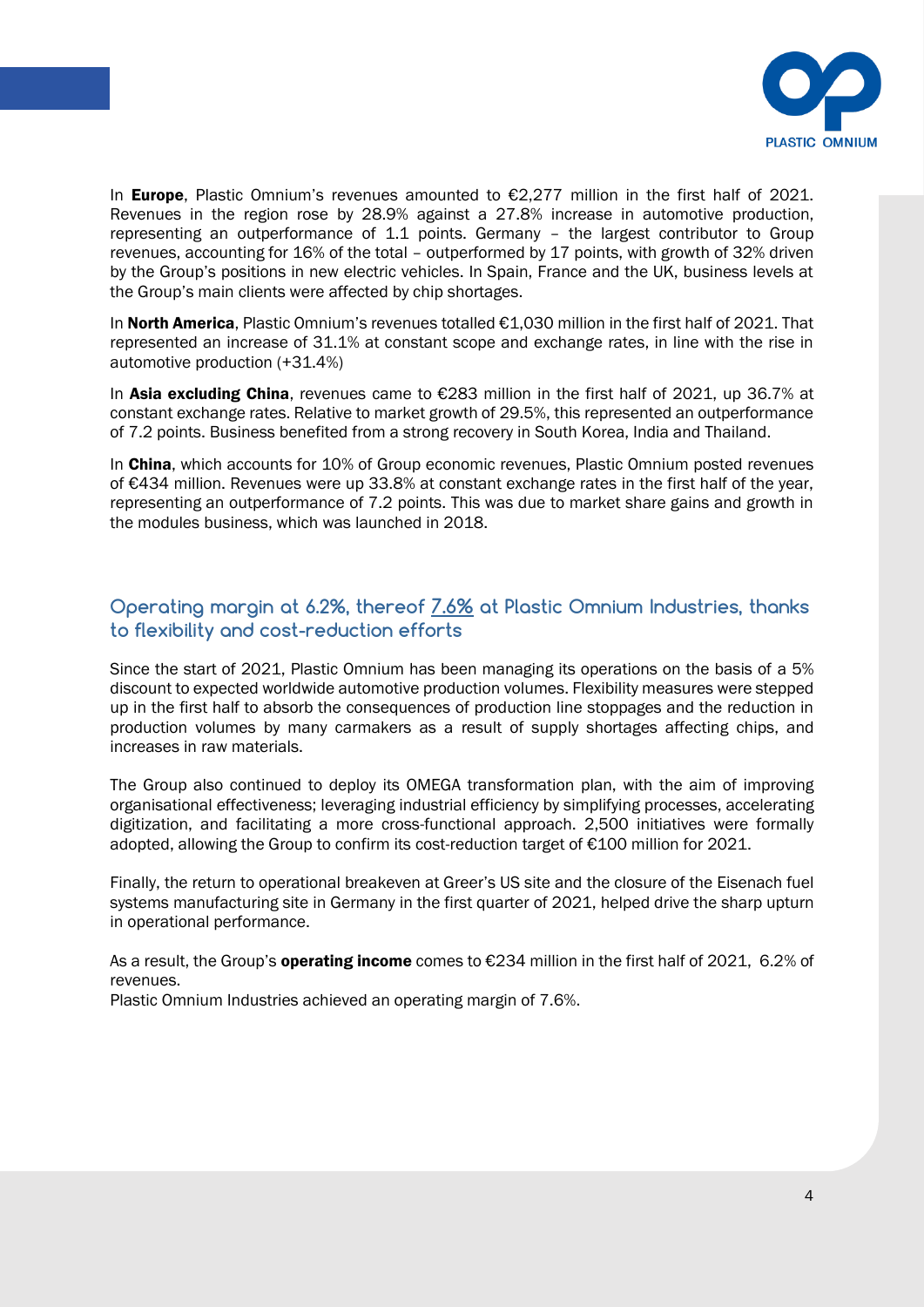In **Europe**, Plastic Omnium's revenues amounted to €2,277 million in the first half of 2021. Revenues in the region rose by 28.9% against a 27.8% increase in automotive production, representing an outperformance of 1.1 points. Germany – the largest contributor to Group revenues, accounting for 16% of the total – outperformed by 17 points, with growth of 32% driven by the Group's positions in new electric vehicles. In Spain, France and the UK, business levels at the Group's main clients were affected by chip shortages.

In **North America**, Plastic Omnium's revenues totalled €1,030 million in the first half of 2021. That represented an increase of 31.1% at constant scope and exchange rates, in line with the rise in automotive production (+31.4%)

In **Asia excluding China**, revenues came to €283 million in the first half of 2021, up 36.7% at constant exchange rates. Relative to market growth of 29.5%, this represented an outperformance of 7.2 points. Business benefited from a strong recovery in South Korea, India and Thailand.

In **China**, which accounts for 10% of Group economic revenues, Plastic Omnium posted revenues of €434 million. Revenues were up 33.8% at constant exchange rates in the first half of the year, representing an outperformance of 7.2 points. This was due to market share gains and growth in the modules business, which was launched in 2018.

## Operating margin at 6.2%, thereof 7.6% at Plastic Omnium Industries, thanks to flexibility and cost-reduction efforts

Since the start of 2021, Plastic Omnium has been managing its operations on the basis of a 5% discount to expected worldwide automotive production volumes. Flexibility measures were stepped up in the first half to absorb the consequences of production line stoppages and the reduction in production volumes by many carmakers as a result of supply shortages affecting chips, and increases in raw materials.

The Group also continued to deploy its OMEGA transformation plan, with the aim of improving organisational effectiveness; leveraging industrial efficiency by simplifying processes, accelerating digitization, and facilitating a more cross-functional approach. 2,500 initiatives were formally adopted, allowing the Group to confirm its cost-reduction target of €100 million for 2021.

Finally, the return to operational breakeven at Greer's US site and the closure of the Eisenach fuel systems manufacturing site in Germany in the first quarter of 2021, helped drive the sharp upturn in operational performance.

As a result, the Group's **operating income** comes to €234 million in the first half of 2021, 6.2% of revenues.
Plastic Omnium Industries achieved an operating margin of 7.6%.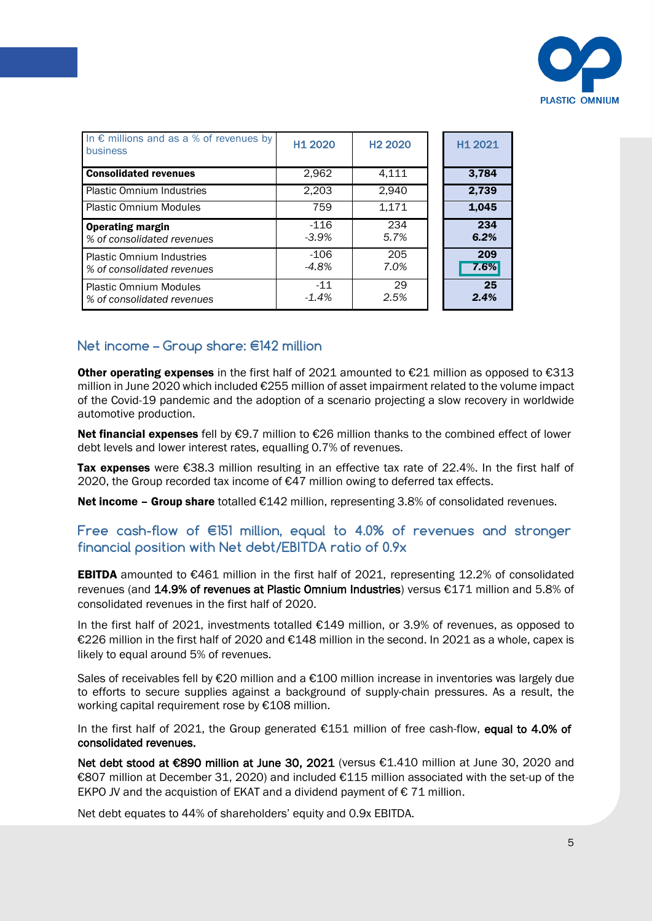| In € millions and as a % of revenues by business | H1 2020 | H2 2020 | H1 2021 |
|---|---|---|---|
| **Consolidated revenues** | 2,962 | 4,111 | **3,784** |
| Plastic Omnium Industries | 2,203 | 2,940 | **2,739** |
| Plastic Omnium Modules | 759 | 1,171 | **1,045** |
| **Operating margin**<br>*% of consolidated revenues* | -116<br>*-3.9%* | 234<br>*5.7%* | **234**<br>***6.2%*** |
| Plastic Omnium Industries<br>*% of consolidated revenues* | -106<br>*-4.8%* | 205<br>*7.0%* | **209**<br>***7.6%*** |
| Plastic Omnium Modules<br>*% of consolidated revenues* | -11<br>*-1.4%* | 29<br>*2.5%* | **25**<br>***2.4%*** |

## Net income – Group share: €142 million

**Other operating expenses** in the first half of 2021 amounted to €21 million as opposed to €313 million in June 2020 which included €255 million of asset impairment related to the volume impact of the Covid-19 pandemic and the adoption of a scenario projecting a slow recovery in worldwide automotive production.

**Net financial expenses** fell by €9.7 million to €26 million thanks to the combined effect of lower debt levels and lower interest rates, equalling 0.7% of revenues.

**Tax expenses** were €38.3 million resulting in an effective tax rate of 22.4%. In the first half of 2020, the Group recorded tax income of €47 million owing to deferred tax effects.

**Net income – Group share** totalled €142 million, representing 3.8% of consolidated revenues.

## Free cash-flow of €151 million, equal to 4.0% of revenues and stronger financial position with Net debt/EBITDA ratio of 0.9x

**EBITDA** amounted to €461 million in the first half of 2021, representing 12.2% of consolidated revenues (and **14.9% of revenues at Plastic Omnium Industries**) versus €171 million and 5.8% of consolidated revenues in the first half of 2020.

In the first half of 2021, investments totalled €149 million, or 3.9% of revenues, as opposed to €226 million in the first half of 2020 and €148 million in the second. In 2021 as a whole, capex is likely to equal around 5% of revenues.

Sales of receivables fell by €20 million and a €100 million increase in inventories was largely due to efforts to secure supplies against a background of supply-chain pressures. As a result, the working capital requirement rose by €108 million.

In the first half of 2021, the Group generated €151 million of free cash-flow, **equal to 4.0% of consolidated revenues.**

**Net debt stood at €890 million at June 30, 2021** (versus €1.410 million at June 30, 2020 and €807 million at December 31, 2020) and included €115 million associated with the set-up of the EKPO JV and the acquistion of EKAT and a dividend payment of € 71 million.

Net debt equates to 44% of shareholders' equity and 0.9x EBITDA.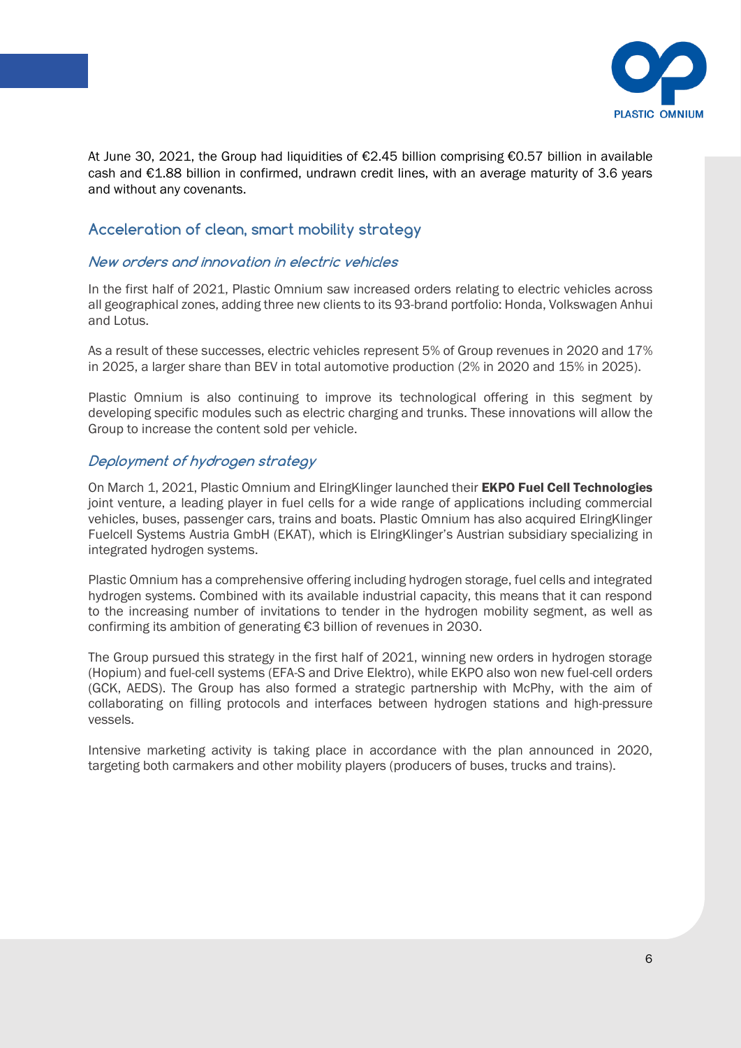At June 30, 2021, the Group had liquidities of €2.45 billion comprising €0.57 billion in available cash and €1.88 billion in confirmed, undrawn credit lines, with an average maturity of 3.6 years and without any covenants.

## Acceleration of clean, smart mobility strategy

### *New orders and innovation in electric vehicles*

In the first half of 2021, Plastic Omnium saw increased orders relating to electric vehicles across all geographical zones, adding three new clients to its 93-brand portfolio: Honda, Volkswagen Anhui and Lotus.

As a result of these successes, electric vehicles represent 5% of Group revenues in 2020 and 17% in 2025, a larger share than BEV in total automotive production (2% in 2020 and 15% in 2025).

Plastic Omnium is also continuing to improve its technological offering in this segment by developing specific modules such as electric charging and trunks. These innovations will allow the Group to increase the content sold per vehicle.

### *Deployment of hydrogen strategy*

On March 1, 2021, Plastic Omnium and ElringKlinger launched their **EKPO Fuel Cell Technologies** joint venture, a leading player in fuel cells for a wide range of applications including commercial vehicles, buses, passenger cars, trains and boats. Plastic Omnium has also acquired ElringKlinger Fuelcell Systems Austria GmbH (EKAT), which is ElringKlinger's Austrian subsidiary specializing in integrated hydrogen systems.

Plastic Omnium has a comprehensive offering including hydrogen storage, fuel cells and integrated hydrogen systems. Combined with its available industrial capacity, this means that it can respond to the increasing number of invitations to tender in the hydrogen mobility segment, as well as confirming its ambition of generating €3 billion of revenues in 2030.

The Group pursued this strategy in the first half of 2021, winning new orders in hydrogen storage (Hopium) and fuel-cell systems (EFA-S and Drive Elektro), while EKPO also won new fuel-cell orders (GCK, AEDS). The Group has also formed a strategic partnership with McPhy, with the aim of collaborating on filling protocols and interfaces between hydrogen stations and high-pressure vessels.

Intensive marketing activity is taking place in accordance with the plan announced in 2020, targeting both carmakers and other mobility players (producers of buses, trucks and trains).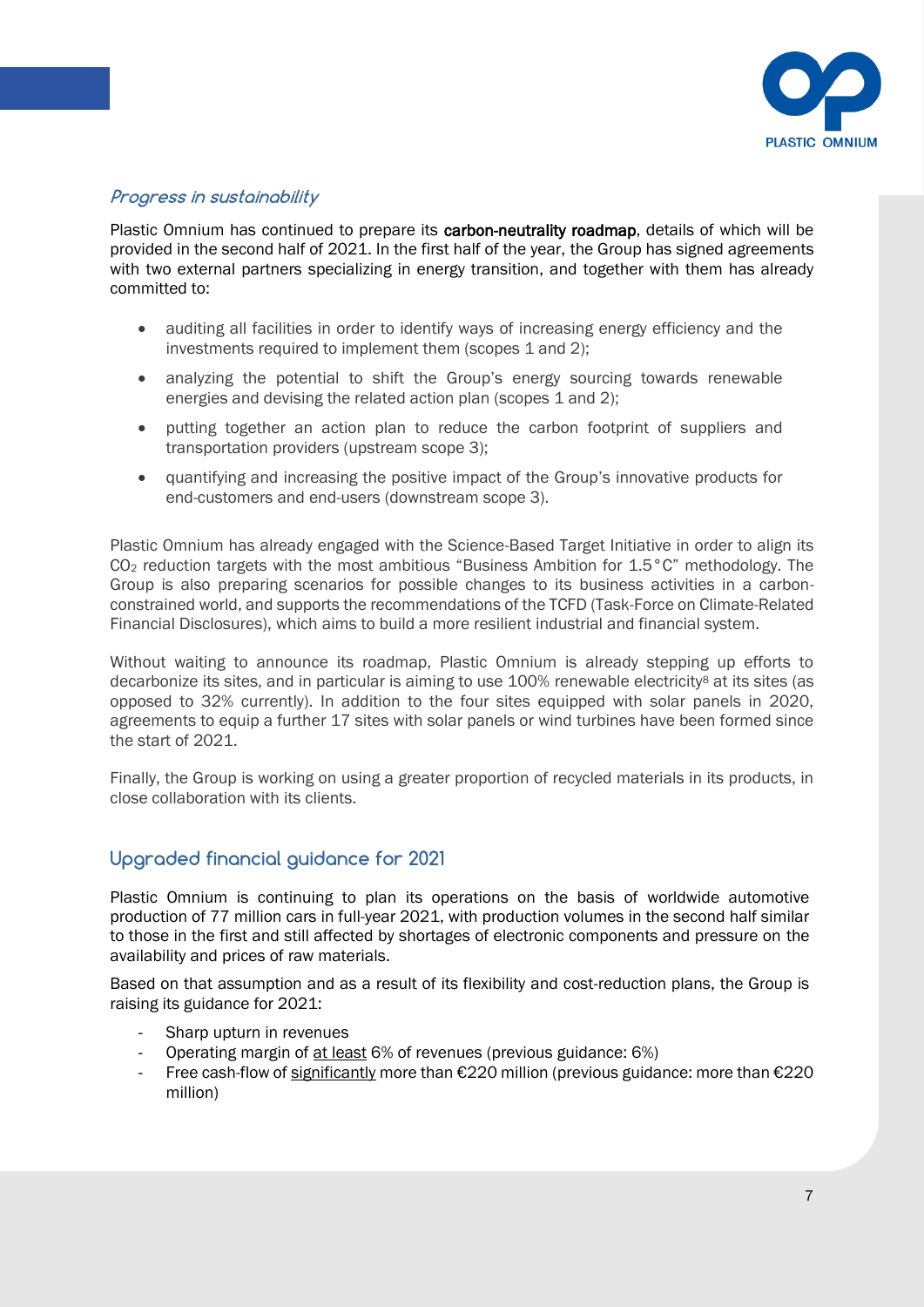### *Progress in sustainability*

Plastic Omnium has continued to prepare its **carbon-neutrality roadmap**, details of which will be provided in the second half of 2021. In the first half of the year, the Group has signed agreements with two external partners specializing in energy transition, and together with them has already committed to:

- auditing all facilities in order to identify ways of increasing energy efficiency and the investments required to implement them (scopes 1 and 2);
- analyzing the potential to shift the Group's energy sourcing towards renewable energies and devising the related action plan (scopes 1 and 2);
- putting together an action plan to reduce the carbon footprint of suppliers and transportation providers (upstream scope 3);
- quantifying and increasing the positive impact of the Group's innovative products for end-customers and end-users (downstream scope 3).

Plastic Omnium has already engaged with the Science-Based Target Initiative in order to align its $CO_2$ reduction targets with the most ambitious "Business Ambition for 1.5°C" methodology. The Group is also preparing scenarios for possible changes to its business activities in a carbon-constrained world, and supports the recommendations of the TCFD (Task-Force on Climate-Related Financial Disclosures), which aims to build a more resilient industrial and financial system.

Without waiting to announce its roadmap, Plastic Omnium is already stepping up efforts to decarbonize its sites, and in particular is aiming to use 100% renewable electricity[8] at its sites (as opposed to 32% currently). In addition to the four sites equipped with solar panels in 2020, agreements to equip a further 17 sites with solar panels or wind turbines have been formed since the start of 2021.

Finally, the Group is working on using a greater proportion of recycled materials in its products, in close collaboration with its clients.

## Upgraded financial guidance for 2021

Plastic Omnium is continuing to plan its operations on the basis of worldwide automotive production of 77 million cars in full-year 2021, with production volumes in the second half similar to those in the first and still affected by shortages of electronic components and pressure on the availability and prices of raw materials.

Based on that assumption and as a result of its flexibility and cost-reduction plans, the Group is raising its guidance for 2021:

- Sharp upturn in revenues
- Operating margin of <u>at least</u> 6% of revenues (previous guidance: 6%)
- Free cash-flow of <u>significantly</u> more than €220 million (previous guidance: more than €220 million)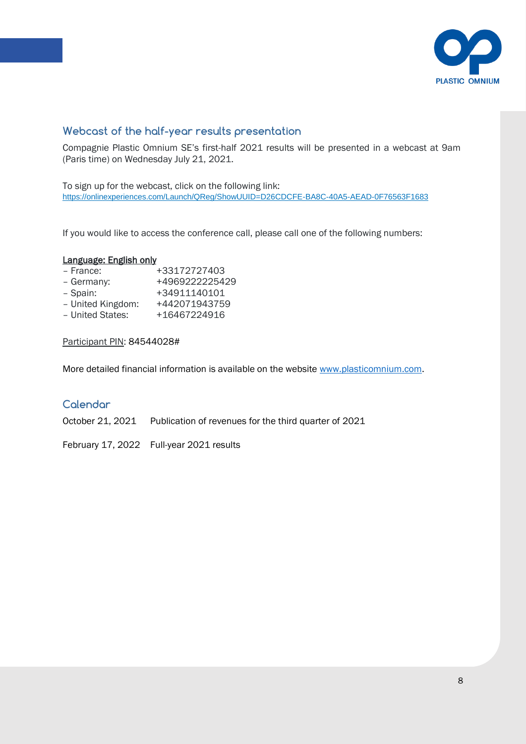## Webcast of the half-year results presentation

Compagnie Plastic Omnium SE's first-half 2021 results will be presented in a webcast at 9am (Paris time) on Wednesday July 21, 2021.

To sign up for the webcast, click on the following link:
https://onlinexperiences.com/Launch/QReg/ShowUUID=D26CDCFE-BA8C-40A5-AEAD-0F76563F1683

If you would like to access the conference call, please call one of the following numbers:

**Language: English only**

- France: +33172727403
- Germany: +4969222225429
- Spain: +34911140101
- United Kingdom: +442071943759
- United States: +16467224916

Participant PIN: 84544028#

More detailed financial information is available on the website www.plasticomnium.com.

## Calendar

| | |
|---|---|
| October 21, 2021 | Publication of revenues for the third quarter of 2021 |
| February 17, 2022 | Full-year 2021 results |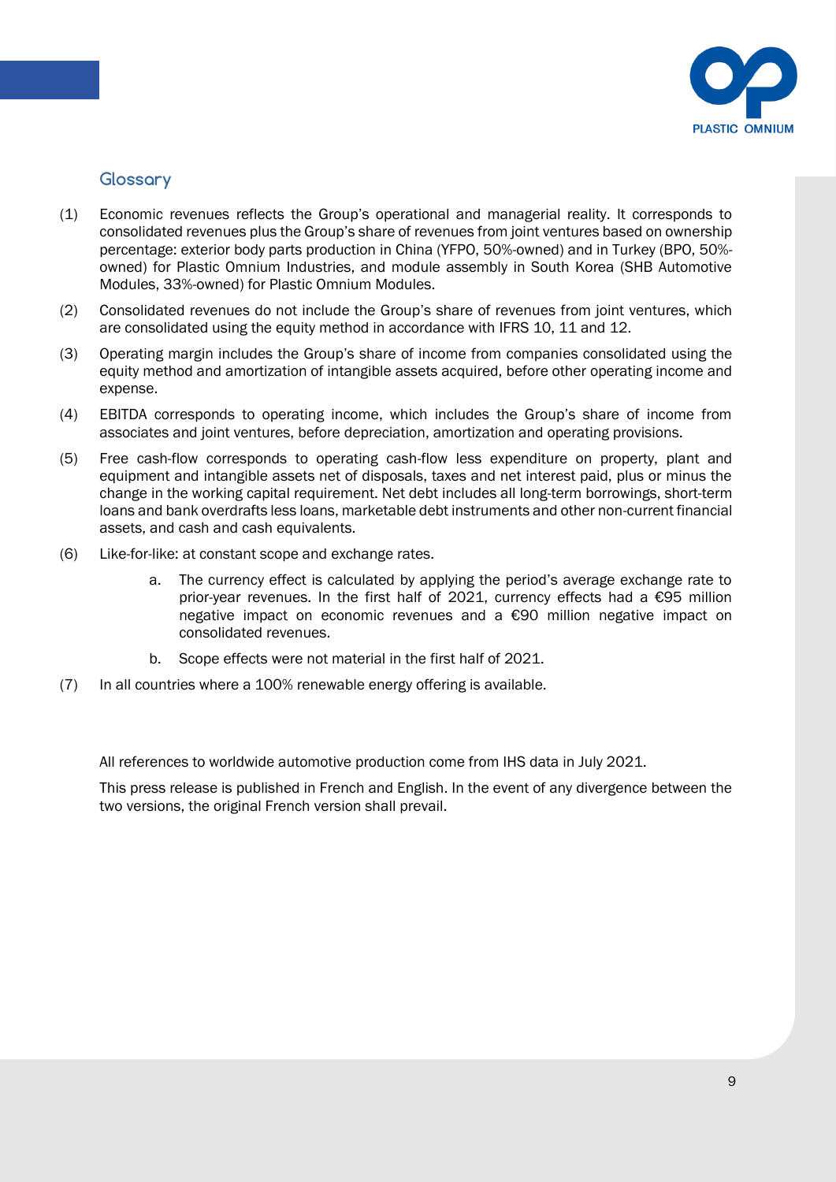## Glossary

(1) Economic revenues reflects the Group's operational and managerial reality. It corresponds to consolidated revenues plus the Group's share of revenues from joint ventures based on ownership percentage: exterior body parts production in China (YFPO, 50%-owned) and in Turkey (BPO, 50%-owned) for Plastic Omnium Industries, and module assembly in South Korea (SHB Automotive Modules, 33%-owned) for Plastic Omnium Modules.

(2) Consolidated revenues do not include the Group's share of revenues from joint ventures, which are consolidated using the equity method in accordance with IFRS 10, 11 and 12.

(3) Operating margin includes the Group's share of income from companies consolidated using the equity method and amortization of intangible assets acquired, before other operating income and expense.

(4) EBITDA corresponds to operating income, which includes the Group's share of income from associates and joint ventures, before depreciation, amortization and operating provisions.

(5) Free cash-flow corresponds to operating cash-flow less expenditure on property, plant and equipment and intangible assets net of disposals, taxes and net interest paid, plus or minus the change in the working capital requirement. Net debt includes all long-term borrowings, short-term loans and bank overdrafts less loans, marketable debt instruments and other non-current financial assets, and cash and cash equivalents.

(6) Like-for-like: at constant scope and exchange rates.

   a. The currency effect is calculated by applying the period's average exchange rate to prior-year revenues. In the first half of 2021, currency effects had a €95 million negative impact on economic revenues and a €90 million negative impact on consolidated revenues.

   b. Scope effects were not material in the first half of 2021.

(7) In all countries where a 100% renewable energy offering is available.

All references to worldwide automotive production come from IHS data in July 2021.

This press release is published in French and English. In the event of any divergence between the two versions, the original French version shall prevail.